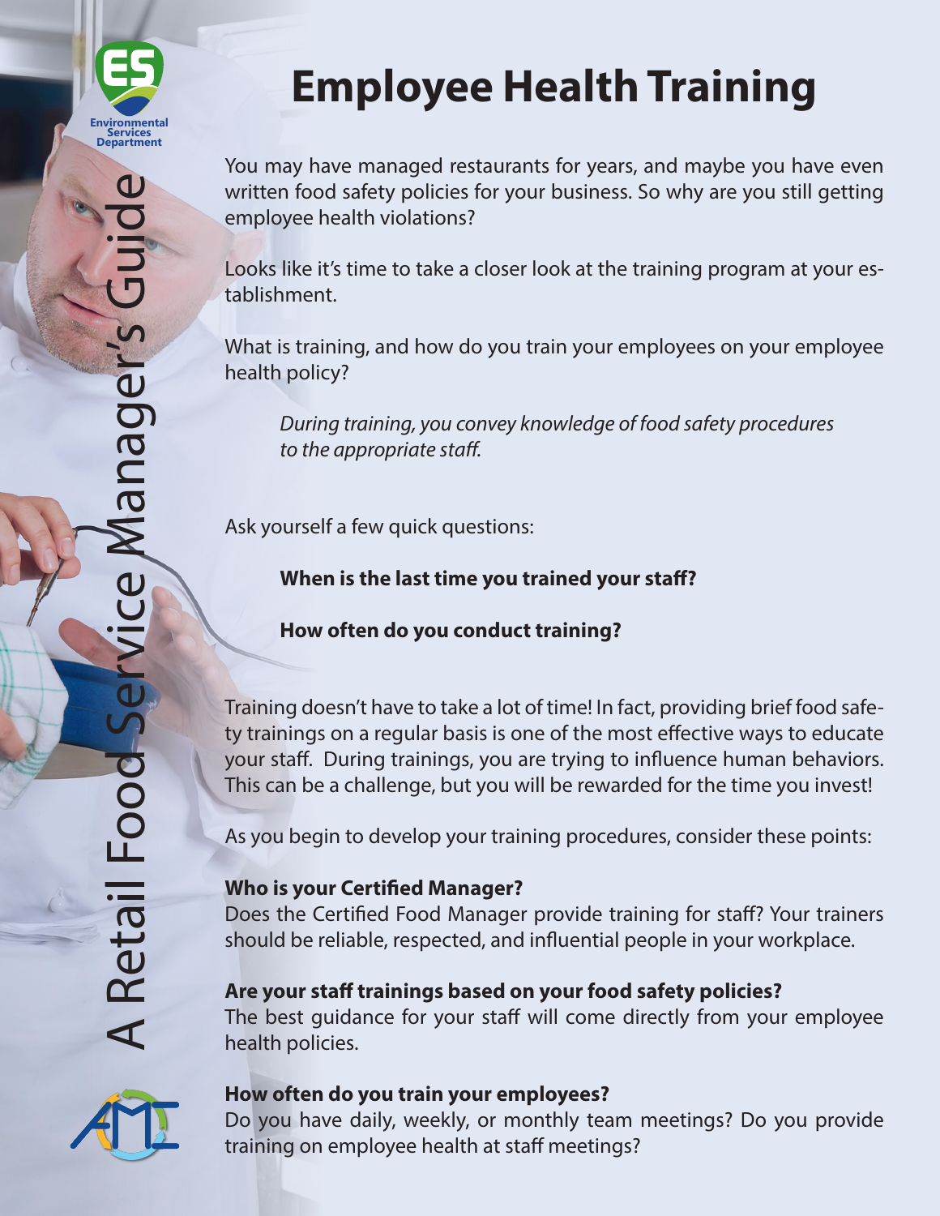# Employee Health Training

A Retail Food Service Manager's Guide

You may have managed restaurants for years, and maybe you have even written food safety policies for your business. So why are you still getting employee health violations?

Looks like it's time to take a closer look at the training program at your establishment.

What is training, and how do you train your employees on your employee health policy?

> *During training, you convey knowledge of food safety procedures to the appropriate staff.*

Ask yourself a few quick questions:

> **When is the last time you trained your staff?**
>
> **How often do you conduct training?**

Training doesn't have to take a lot of time! In fact, providing brief food safety trainings on a regular basis is one of the most effective ways to educate your staff. During trainings, you are trying to influence human behaviors. This can be a challenge, but you will be rewarded for the time you invest!

As you begin to develop your training procedures, consider these points:

**Who is your Certified Manager?**
Does the Certified Food Manager provide training for staff? Your trainers should be reliable, respected, and influential people in your workplace.

**Are your staff trainings based on your food safety policies?**
The best guidance for your staff will come directly from your employee health policies.

**How often do you train your employees?**
Do you have daily, weekly, or monthly team meetings? Do you provide training on employee health at staff meetings?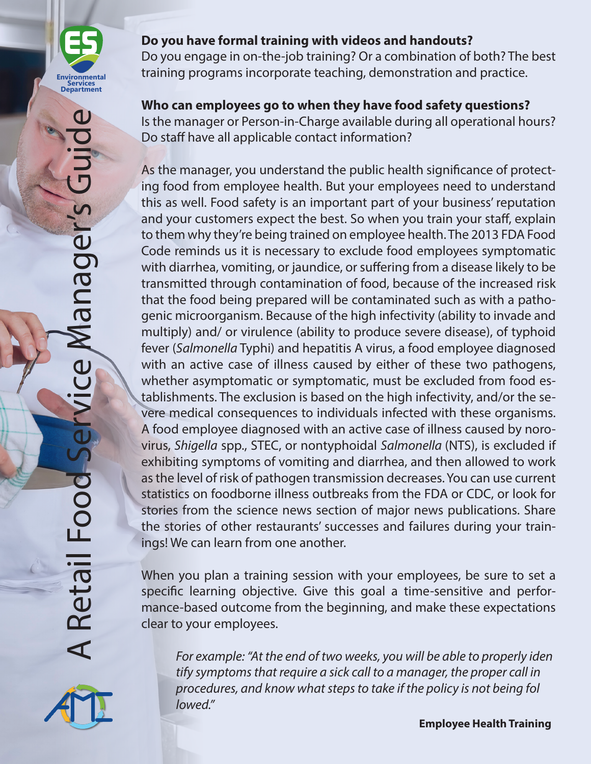**Do you have formal training with videos and handouts?**
Do you engage in on-the-job training? Or a combination of both? The best training programs incorporate teaching, demonstration and practice.

**Who can employees go to when they have food safety questions?**
Is the manager or Person-in-Charge available during all operational hours? Do staff have all applicable contact information?

As the manager, you understand the public health significance of protecting food from employee health. But your employees need to understand this as well. Food safety is an important part of your business' reputation and your customers expect the best. So when you train your staff, explain to them why they're being trained on employee health. The 2013 FDA Food Code reminds us it is necessary to exclude food employees symptomatic with diarrhea, vomiting, or jaundice, or suffering from a disease likely to be transmitted through contamination of food, because of the increased risk that the food being prepared will be contaminated such as with a pathogenic microorganism. Because of the high infectivity (ability to invade and multiply) and/ or virulence (ability to produce severe disease), of typhoid fever (*Salmonella* Typhi) and hepatitis A virus, a food employee diagnosed with an active case of illness caused by either of these two pathogens, whether asymptomatic or symptomatic, must be excluded from food establishments. The exclusion is based on the high infectivity, and/or the severe medical consequences to individuals infected with these organisms. A food employee diagnosed with an active case of illness caused by norovirus, *Shigella* spp., STEC, or nontyphoidal *Salmonella* (NTS), is excluded if exhibiting symptoms of vomiting and diarrhea, and then allowed to work as the level of risk of pathogen transmission decreases. You can use current statistics on foodborne illness outbreaks from the FDA or CDC, or look for stories from the science news section of major news publications. Share the stories of other restaurants' successes and failures during your trainings! We can learn from one another.

When you plan a training session with your employees, be sure to set a specific learning objective. Give this goal a time-sensitive and performance-based outcome from the beginning, and make these expectations clear to your employees.

> *For example: "At the end of two weeks, you will be able to properly iden tify symptoms that require a sick call to a manager, the proper call in procedures, and know what steps to take if the policy is not being fol lowed."*

**Employee Health Training**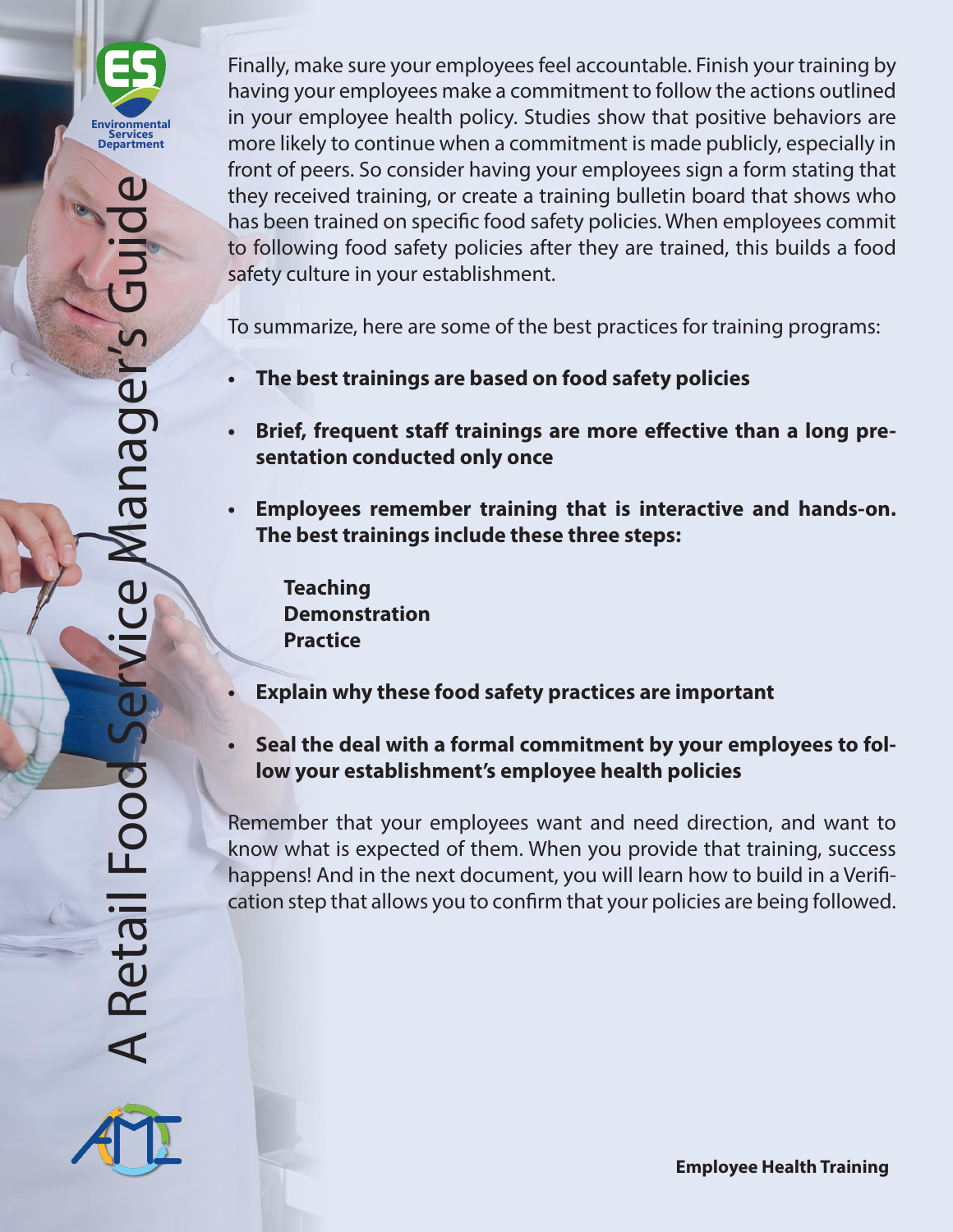Finally, make sure your employees feel accountable. Finish your training by having your employees make a commitment to follow the actions outlined in your employee health policy. Studies show that positive behaviors are more likely to continue when a commitment is made publicly, especially in front of peers. So consider having your employees sign a form stating that they received training, or create a training bulletin board that shows who has been trained on specific food safety policies. When employees commit to following food safety policies after they are trained, this builds a food safety culture in your establishment.

To summarize, here are some of the best practices for training programs:

- **The best trainings are based on food safety policies**
- **Brief, frequent staff trainings are more effective than a long presentation conducted only once**
- **Employees remember training that is interactive and hands-on. The best trainings include these three steps:**

  **Teaching**
  **Demonstration**
  **Practice**

- **Explain why these food safety practices are important**
- **Seal the deal with a formal commitment by your employees to follow your establishment's employee health policies**

Remember that your employees want and need direction, and want to know what is expected of them. When you provide that training, success happens! And in the next document, you will learn how to build in a Verification step that allows you to confirm that your policies are being followed.